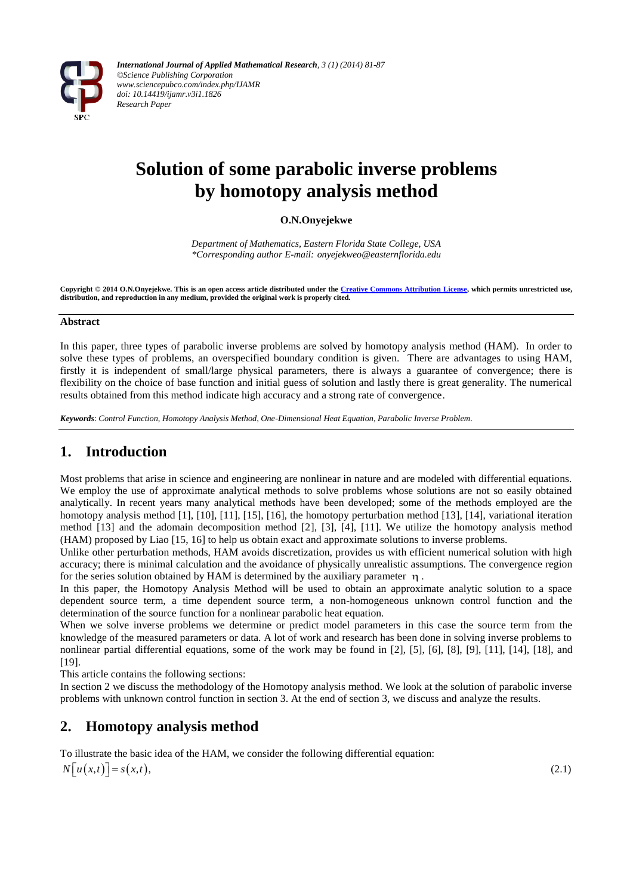# Solution of some parabolic inverse problems by homotopy analysis method

**O.N.Onyejekwe**

*Department of Mathematics, Eastern Florida State College, USA*
*\*Corresponding author E-mail: onyejekweo@easternflorida.edu*

**Copyright © 2014 O.N.Onyejekwe. This is an open access article distributed under the Creative Commons Attribution License, which permits unrestricted use, distribution, and reproduction in any medium, provided the original work is properly cited.**

## Abstract

In this paper, three types of parabolic inverse problems are solved by homotopy analysis method (HAM). In order to solve these types of problems, an overspecified boundary condition is given. There are advantages to using HAM, firstly it is independent of small/large physical parameters, there is always a guarantee of convergence; there is flexibility on the choice of base function and initial guess of solution and lastly there is great generality. The numerical results obtained from this method indicate high accuracy and a strong rate of convergence.

***Keywords***: *Control Function, Homotopy Analysis Method, One-Dimensional Heat Equation, Parabolic Inverse Problem.*

## 1. Introduction

Most problems that arise in science and engineering are nonlinear in nature and are modeled with differential equations. We employ the use of approximate analytical methods to solve problems whose solutions are not so easily obtained analytically. In recent years many analytical methods have been developed; some of the methods employed are the homotopy analysis method [1], [10], [11], [15], [16], the homotopy perturbation method [13], [14], variational iteration method [13] and the adomain decomposition method [2], [3], [4], [11]. We utilize the homotopy analysis method (HAM) proposed by Liao [15, 16] to help us obtain exact and approximate solutions to inverse problems.

Unlike other perturbation methods, HAM avoids discretization, provides us with efficient numerical solution with high accuracy; there is minimal calculation and the avoidance of physically unrealistic assumptions. The convergence region for the series solution obtained by HAM is determined by the auxiliary parameter $\eta$.

In this paper, the Homotopy Analysis Method will be used to obtain an approximate analytic solution to a space dependent source term, a time dependent source term, a non-homogeneous unknown control function and the determination of the source function for a nonlinear parabolic heat equation.

When we solve inverse problems we determine or predict model parameters in this case the source term from the knowledge of the measured parameters or data. A lot of work and research has been done in solving inverse problems to nonlinear partial differential equations, some of the work may be found in [2], [5], [6], [8], [9], [11], [14], [18], and [19].

This article contains the following sections:

In section 2 we discuss the methodology of the Homotopy analysis method. We look at the solution of parabolic inverse problems with unknown control function in section 3. At the end of section 3, we discuss and analyze the results.

## 2. Homotopy analysis method

To illustrate the basic idea of the HAM, we consider the following differential equation:

$$N\left[u(x,t)\right] = s(x,t), \tag{2.1}$$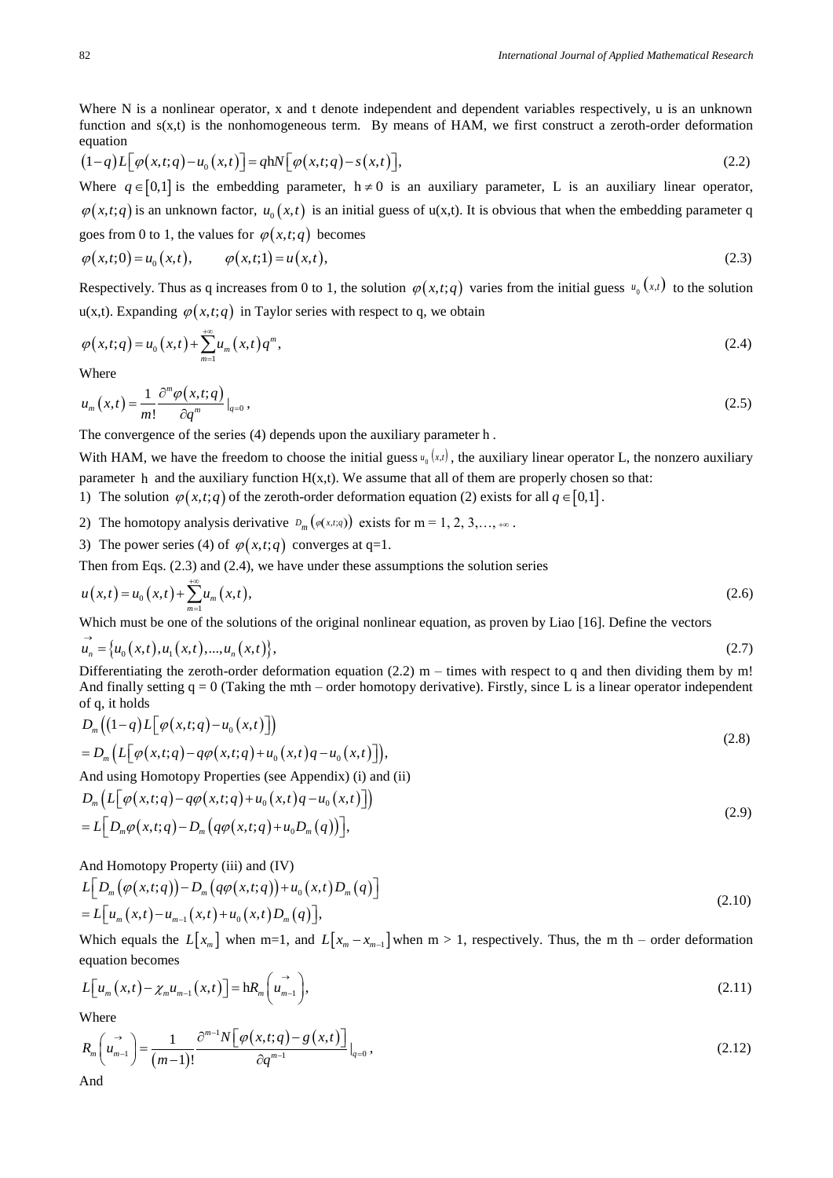Where N is a nonlinear operator, x and t denote independent and dependent variables respectively, u is an unknown function and s(x,t) is the nonhomogeneous term. By means of HAM, we first construct a zeroth-order deformation equation

$$(1-q)L\left[\varphi(x,t;q)-u_0(x,t)\right]=q\mathrm{h}N\left[\varphi(x,t;q)-s(x,t)\right], \tag{2.2}$$

Where $q\in[0,1]$ is the embedding parameter, $\mathrm{h}\neq 0$ is an auxiliary parameter, L is an auxiliary linear operator, $\varphi(x,t;q)$ is an unknown factor, $u_0(x,t)$ is an initial guess of u(x,t). It is obvious that when the embedding parameter q goes from 0 to 1, the values for $\varphi(x,t;q)$ becomes

$$\varphi(x,t;0)=u_0(x,t), \qquad \varphi(x,t;1)=u(x,t), \tag{2.3}$$

Respectively. Thus as q increases from 0 to 1, the solution $\varphi(x,t;q)$ varies from the initial guess $u_0(x,t)$ to the solution u(x,t). Expanding $\varphi(x,t;q)$ in Taylor series with respect to q, we obtain

$$\varphi(x,t;q)=u_0(x,t)+\sum_{m=1}^{+\infty}u_m(x,t)q^m, \tag{2.4}$$

Where

$$u_m(x,t)=\frac{1}{m!}\frac{\partial^m\varphi(x,t;q)}{\partial q^m}\Big|_{q=0}, \tag{2.5}$$

The convergence of the series (4) depends upon the auxiliary parameter h .

With HAM, we have the freedom to choose the initial guess $u_0(x,t)$, the auxiliary linear operator L, the nonzero auxiliary parameter h and the auxiliary function H(x,t). We assume that all of them are properly chosen so that:

1) The solution $\varphi(x,t;q)$ of the zeroth-order deformation equation (2) exists for all $q\in[0,1]$.
2) The homotopy analysis derivative $D_m(\varphi(x,t;q))$ exists for m = 1, 2, 3,…, $+\infty$ .
3) The power series (4) of $\varphi(x,t;q)$ converges at q=1.

Then from Eqs. (2.3) and (2.4), we have under these assumptions the solution series

$$u(x,t)=u_0(x,t)+\sum_{m=1}^{+\infty}u_m(x,t), \tag{2.6}$$

Which must be one of the solutions of the original nonlinear equation, as proven by Liao [16]. Define the vectors

$$\vec{u}_n=\left\{u_0(x,t),u_1(x,t),...,u_n(x,t)\right\}, \tag{2.7}$$

Differentiating the zeroth-order deformation equation (2.2) m – times with respect to q and then dividing them by m! And finally setting q = 0 (Taking the mth – order homotopy derivative). Firstly, since L is a linear operator independent of q, it holds

$$\begin{aligned}&D_m\left((1-q)L\left[\varphi(x,t;q)-u_0(x,t)\right]\right)\\&=D_m\left(L\left[\varphi(x,t;q)-q\varphi(x,t;q)+u_0(x,t)q-u_0(x,t)\right]\right),\end{aligned} \tag{2.8}$$

And using Homotopy Properties (see Appendix) (i) and (ii)

$$\begin{aligned}&D_m\left(L\left[\varphi(x,t;q)-q\varphi(x,t;q)+u_0(x,t)q-u_0(x,t)\right]\right)\\&=L\left[D_m\varphi(x,t;q)-D_m\left(q\varphi(x,t;q)+u_0D_m(q)\right)\right],\end{aligned} \tag{2.9}$$

And Homotopy Property (iii) and (IV)

$$\begin{aligned}&L\left[D_m\left(\varphi(x,t;q)\right)-D_m\left(q\varphi(x,t;q)\right)+u_0(x,t)D_m(q)\right]\\&=L\left[u_m(x,t)-u_{m-1}(x,t)+u_0(x,t)D_m(q)\right],\end{aligned} \tag{2.10}$$

Which equals the $L[x_m]$ when m=1, and $L[x_m-x_{m-1}]$ when m > 1, respectively. Thus, the m th – order deformation equation becomes

$$L\left[u_m(x,t)-\chi_m u_{m-1}(x,t)\right]=\mathrm{h}R_m\left(\vec{u}_{m-1}\right), \tag{2.11}$$

Where

$$R_m\left(\vec{u}_{m-1}\right)=\frac{1}{(m-1)!}\frac{\partial^{m-1}N\left[\varphi(x,t;q)-g(x,t)\right]}{\partial q^{m-1}}\Big|_{q=0}, \tag{2.12}$$

And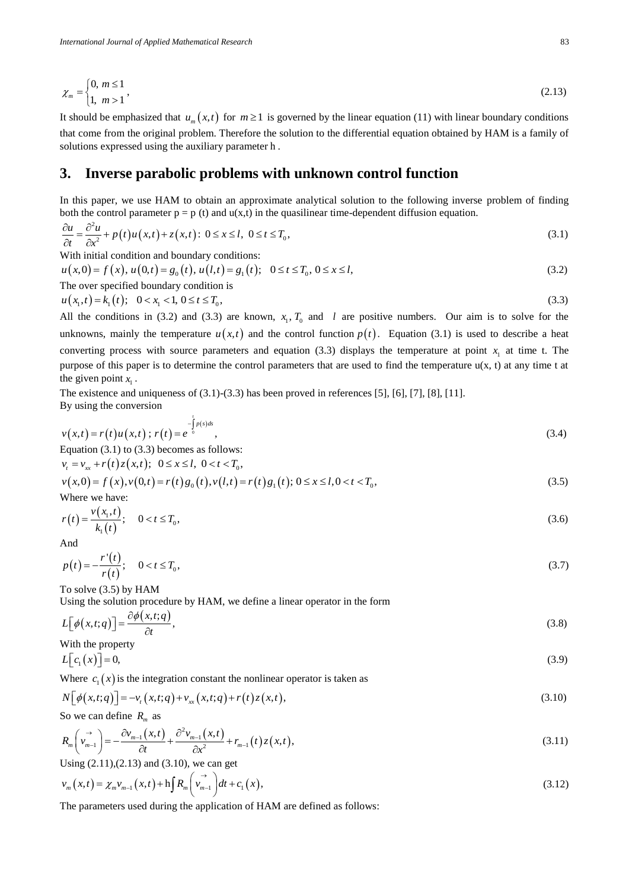$$\chi_m = \begin{cases} 0, & m \le 1 \\ 1, & m > 1 \end{cases}, \tag{2.13}$$

It should be emphasized that $u_m(x,t)$ for $m \ge 1$ is governed by the linear equation (11) with linear boundary conditions that come from the original problem. Therefore the solution to the differential equation obtained by HAM is a family of solutions expressed using the auxiliary parameter h .

## 3. Inverse parabolic problems with unknown control function

In this paper, we use HAM to obtain an approximate analytical solution to the following inverse problem of finding both the control parameter p = p (t) and u(x,t) in the quasilinear time-dependent diffusion equation.

$$\frac{\partial u}{\partial t} = \frac{\partial^2 u}{\partial x^2} + p(t)u(x,t) + z(x,t):\ 0 \le x \le l,\ 0 \le t \le T_0, \tag{3.1}$$

With initial condition and boundary conditions:

$$u(x,0) = f(x),\ u(0,t) = g_0(t),\ u(l,t) = g_1(t);\quad 0 \le t \le T_0,\ 0 \le x \le l, \tag{3.2}$$

The over specified boundary condition is

$$u(x_1,t) = k_1(t);\quad 0 < x_1 < 1,\ 0 \le t \le T_0, \tag{3.3}$$

All the conditions in (3.2) and (3.3) are known, $x_1, T_0$ and $l$ are positive numbers. Our aim is to solve for the unknowns, mainly the temperature $u(x,t)$ and the control function $p(t)$. Equation (3.1) is used to describe a heat converting process with source parameters and equation (3.3) displays the temperature at point $x_1$ at time t. The purpose of this paper is to determine the control parameters that are used to find the temperature u(x, t) at any time t at the given point $x_1$.

The existence and uniqueness of (3.1)-(3.3) has been proved in references [5], [6], [7], [8], [11].

By using the conversion

$$v(x,t) = r(t)u(x,t)\ ;\ r(t) = e^{-\int_0^t p(s)ds}, \tag{3.4}$$

Equation (3.1) to (3.3) becomes as follows:

$$v_t = v_{xx} + r(t)z(x,t);\quad 0 \le x \le l,\ 0 < t < T_0,$$

$$v(x,0) = f(x), v(0,t) = r(t)g_0(t), v(l,t) = r(t)g_1(t);\ 0 \le x \le l, 0 < t < T_0, \tag{3.5}$$

Where we have:

$$r(t) = \frac{v(x_1,t)}{k_1(t)};\quad 0 < t \le T_0, \tag{3.6}$$

And

$$p(t) = -\frac{r'(t)}{r(t)};\quad 0 < t \le T_0, \tag{3.7}$$

To solve (3.5) by HAM

Using the solution procedure by HAM, we define a linear operator in the form

$$L\left[\phi(x,t;q)\right] = \frac{\partial \phi(x,t;q)}{\partial t}, \tag{3.8}$$

With the property

$$L\left[c_1(x)\right] = 0, \tag{3.9}$$

Where $c_1(x)$ is the integration constant the nonlinear operator is taken as

$$N\left[\phi(x,t;q)\right] = -v_t(x,t;q) + v_{xx}(x,t;q) + r(t)z(x,t), \tag{3.10}$$

So we can define $R_m$ as

$$R_m\left(\vec{v}_{m-1}\right) = -\frac{\partial v_{m-1}(x,t)}{\partial t} + \frac{\partial^2 v_{m-1}(x,t)}{\partial x^2} + r_{m-1}(t)z(x,t), \tag{3.11}$$

Using (2.11),(2.13) and (3.10), we can get

$$v_m(x,t) = \chi_m v_{m-1}(x,t) + \mathrm{h}\int R_m\left(\vec{v}_{m-1}\right)dt + c_1(x), \tag{3.12}$$

The parameters used during the application of HAM are defined as follows: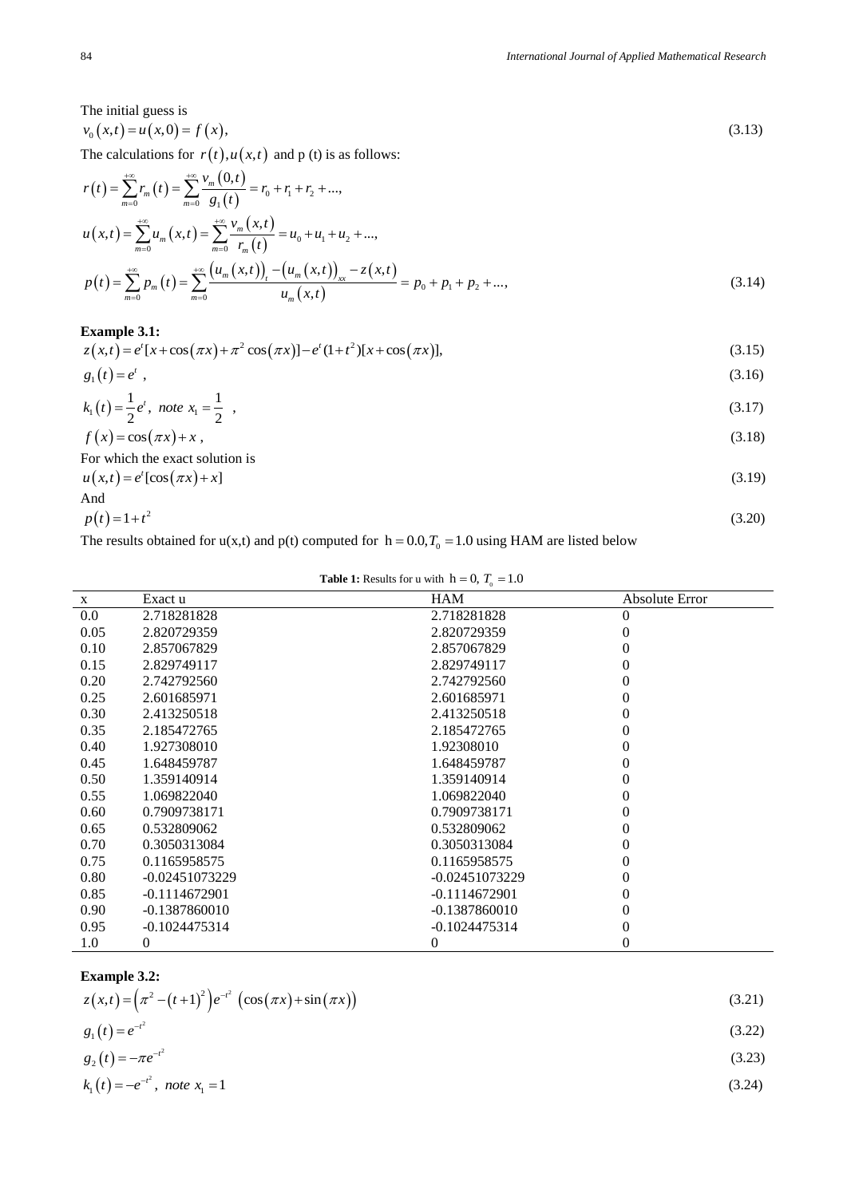The initial guess is

$$v_0(x,t) = u(x,0) = f(x), \tag{3.13}$$

The calculations for $r(t), u(x,t)$ and p (t) is as follows:

$$r(t) = \sum_{m=0}^{+\infty} r_m(t) = \sum_{m=0}^{+\infty} \frac{v_m(0,t)}{g_1(t)} = r_0 + r_1 + r_2 + ...,$$

$$u(x,t) = \sum_{m=0}^{+\infty} u_m(x,t) = \sum_{m=0}^{+\infty} \frac{v_m(x,t)}{r_m(t)} = u_0 + u_1 + u_2 + ...,$$

$$p(t) = \sum_{m=0}^{+\infty} p_m(t) = \sum_{m=0}^{+\infty} \frac{(u_m(x,t))_t - (u_m(x,t))_{xx} - z(x,t)}{u_m(x,t)} = p_0 + p_1 + p_2 + ..., \tag{3.14}$$

**Example 3.1:**

$$z(x,t) = e^t[x + \cos(\pi x) + \pi^2 \cos(\pi x)] - e^t(1+t^2)[x + \cos(\pi x)], \tag{3.15}$$

$$g_1(t) = e^t \ , \tag{3.16}$$

$$k_1(t) = \frac{1}{2}e^t, \ note \ x_1 = \frac{1}{2} \ , \tag{3.17}$$

$$f(x) = \cos(\pi x) + x \ , \tag{3.18}$$

For which the exact solution is

$$u(x,t) = e^t[\cos(\pi x) + x] \tag{3.19}$$

And

$$p(t) = 1 + t^2 \tag{3.20}$$

The results obtained for u(x,t) and p(t) computed for $h = 0.0, T_0 = 1.0$ using HAM are listed below

**Table 1:** Results for u with $h = 0, \ T_0 = 1.0$

| x | Exact u | HAM | Absolute Error |
|---|---|---|---|
| 0.0 | 2.718281828 | 2.718281828 | 0 |
| 0.05 | 2.820729359 | 2.820729359 | 0 |
| 0.10 | 2.857067829 | 2.857067829 | 0 |
| 0.15 | 2.829749117 | 2.829749117 | 0 |
| 0.20 | 2.742792560 | 2.742792560 | 0 |
| 0.25 | 2.601685971 | 2.601685971 | 0 |
| 0.30 | 2.413250518 | 2.413250518 | 0 |
| 0.35 | 2.185472765 | 2.185472765 | 0 |
| 0.40 | 1.927308010 | 1.92308010 | 0 |
| 0.45 | 1.648459787 | 1.648459787 | 0 |
| 0.50 | 1.359140914 | 1.359140914 | 0 |
| 0.55 | 1.069822040 | 1.069822040 | 0 |
| 0.60 | 0.7909738171 | 0.7909738171 | 0 |
| 0.65 | 0.532809062 | 0.532809062 | 0 |
| 0.70 | 0.3050313084 | 0.3050313084 | 0 |
| 0.75 | 0.1165958575 | 0.1165958575 | 0 |
| 0.80 | -0.02451073229 | -0.02451073229 | 0 |
| 0.85 | -0.1114672901 | -0.1114672901 | 0 |
| 0.90 | -0.1387860010 | -0.1387860010 | 0 |
| 0.95 | -0.1024475314 | -0.1024475314 | 0 |
| 1.0 | 0 | 0 | 0 |

**Example 3.2:**

$$z(x,t) = \left(\pi^2 - (t+1)^2\right)e^{-t^2} \ \left(\cos(\pi x) + \sin(\pi x)\right) \tag{3.21}$$

$$g_1(t) = e^{-t^2} \tag{3.22}$$

$$g_2(t) = -\pi e^{-t^2} \tag{3.23}$$

$$k_1(t) = -e^{-t^2}, \ note \ x_1 = 1 \tag{3.24}$$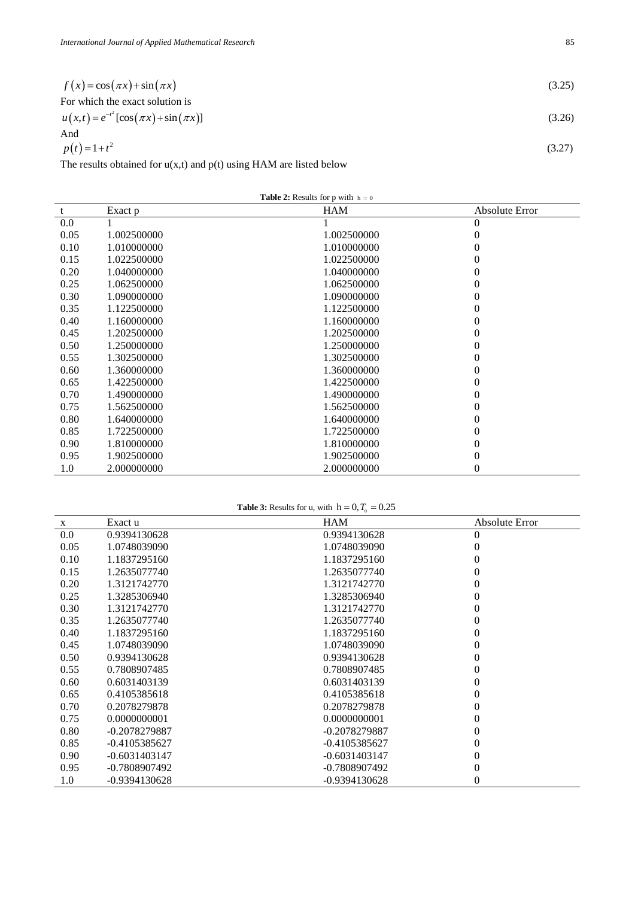$$f(x) = \cos(\pi x) + \sin(\pi x) \tag{3.25}$$

For which the exact solution is

$$u(x,t) = e^{-t^2}[\cos(\pi x) + \sin(\pi x)] \tag{3.26}$$

And

$$p(t) = 1 + t^2 \tag{3.27}$$

The results obtained for u(x,t) and p(t) using HAM are listed below

**Table 2:** Results for p with $h = 0$

| t | Exact p | HAM | Absolute Error |
|---|---|---|---|
| 0.0 | 1 | 1 | 0 |
| 0.05 | 1.002500000 | 1.002500000 | 0 |
| 0.10 | 1.010000000 | 1.010000000 | 0 |
| 0.15 | 1.022500000 | 1.022500000 | 0 |
| 0.20 | 1.040000000 | 1.040000000 | 0 |
| 0.25 | 1.062500000 | 1.062500000 | 0 |
| 0.30 | 1.090000000 | 1.090000000 | 0 |
| 0.35 | 1.122500000 | 1.122500000 | 0 |
| 0.40 | 1.160000000 | 1.160000000 | 0 |
| 0.45 | 1.202500000 | 1.202500000 | 0 |
| 0.50 | 1.250000000 | 1.250000000 | 0 |
| 0.55 | 1.302500000 | 1.302500000 | 0 |
| 0.60 | 1.360000000 | 1.360000000 | 0 |
| 0.65 | 1.422500000 | 1.422500000 | 0 |
| 0.70 | 1.490000000 | 1.490000000 | 0 |
| 0.75 | 1.562500000 | 1.562500000 | 0 |
| 0.80 | 1.640000000 | 1.640000000 | 0 |
| 0.85 | 1.722500000 | 1.722500000 | 0 |
| 0.90 | 1.810000000 | 1.810000000 | 0 |
| 0.95 | 1.902500000 | 1.902500000 | 0 |
| 1.0 | 2.000000000 | 2.000000000 | 0 |

**Table 3:** Results for u, with $h = 0, T_o = 0.25$

| x | Exact u | HAM | Absolute Error |
|---|---|---|---|
| 0.0 | 0.9394130628 | 0.9394130628 | 0 |
| 0.05 | 1.0748039090 | 1.0748039090 | 0 |
| 0.10 | 1.1837295160 | 1.1837295160 | 0 |
| 0.15 | 1.2635077740 | 1.2635077740 | 0 |
| 0.20 | 1.3121742770 | 1.3121742770 | 0 |
| 0.25 | 1.3285306940 | 1.3285306940 | 0 |
| 0.30 | 1.3121742770 | 1.3121742770 | 0 |
| 0.35 | 1.2635077740 | 1.2635077740 | 0 |
| 0.40 | 1.1837295160 | 1.1837295160 | 0 |
| 0.45 | 1.0748039090 | 1.0748039090 | 0 |
| 0.50 | 0.9394130628 | 0.9394130628 | 0 |
| 0.55 | 0.7808907485 | 0.7808907485 | 0 |
| 0.60 | 0.6031403139 | 0.6031403139 | 0 |
| 0.65 | 0.4105385618 | 0.4105385618 | 0 |
| 0.70 | 0.2078279878 | 0.2078279878 | 0 |
| 0.75 | 0.0000000001 | 0.0000000001 | 0 |
| 0.80 | -0.2078279887 | -0.2078279887 | 0 |
| 0.85 | -0.4105385627 | -0.4105385627 | 0 |
| 0.90 | -0.6031403147 | -0.6031403147 | 0 |
| 0.95 | -0.7808907492 | -0.7808907492 | 0 |
| 1.0 | -0.9394130628 | -0.9394130628 | 0 |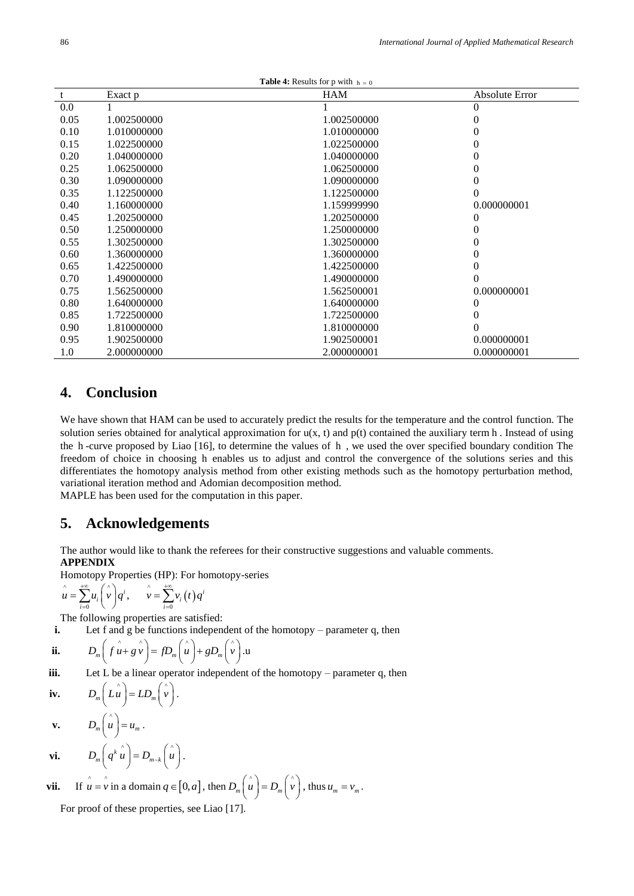**Table 4:** Results for p with $h = 0$

| t | Exact p | HAM | Absolute Error |
|---|---|---|---|
| 0.0 | 1 | 1 | 0 |
| 0.05 | 1.002500000 | 1.002500000 | 0 |
| 0.10 | 1.010000000 | 1.010000000 | 0 |
| 0.15 | 1.022500000 | 1.022500000 | 0 |
| 0.20 | 1.040000000 | 1.040000000 | 0 |
| 0.25 | 1.062500000 | 1.062500000 | 0 |
| 0.30 | 1.090000000 | 1.090000000 | 0 |
| 0.35 | 1.122500000 | 1.122500000 | 0 |
| 0.40 | 1.160000000 | 1.159999990 | 0.000000001 |
| 0.45 | 1.202500000 | 1.202500000 | 0 |
| 0.50 | 1.250000000 | 1.250000000 | 0 |
| 0.55 | 1.302500000 | 1.302500000 | 0 |
| 0.60 | 1.360000000 | 1.360000000 | 0 |
| 0.65 | 1.422500000 | 1.422500000 | 0 |
| 0.70 | 1.490000000 | 1.490000000 | 0 |
| 0.75 | 1.562500000 | 1.562500001 | 0.000000001 |
| 0.80 | 1.640000000 | 1.640000000 | 0 |
| 0.85 | 1.722500000 | 1.722500000 | 0 |
| 0.90 | 1.810000000 | 1.810000000 | 0 |
| 0.95 | 1.902500000 | 1.902500001 | 0.000000001 |
| 1.0 | 2.000000000 | 2.000000001 | 0.000000001 |

# 4. Conclusion

We have shown that HAM can be used to accurately predict the results for the temperature and the control function. The solution series obtained for analytical approximation for u(x, t) and p(t) contained the auxiliary term h . Instead of using the h -curve proposed by Liao [16], to determine the values of h , we used the over specified boundary condition The freedom of choice in choosing h enables us to adjust and control the convergence of the solutions series and this differentiates the homotopy analysis method from other existing methods such as the homotopy perturbation method, variational iteration method and Adomian decomposition method.

MAPLE has been used for the computation in this paper.

# 5. Acknowledgements

The author would like to thank the referees for their constructive suggestions and valuable comments.

**APPENDIX**

Homotopy Properties (HP): For homotopy-series

$$\hat{u} = \sum_{i=0}^{+\infty} u_i\left(\hat{v}\right) q^i, \qquad \hat{v} = \sum_{i=0}^{+\infty} v_i\left(t\right) q^i$$

The following properties are satisfied:

**i.** Let f and g be functions independent of the homotopy – parameter q, then

**ii.** $D_m\left(f\hat{u} + g\hat{v}\right) = fD_m\left(\hat{u}\right) + gD_m\left(\hat{v}\right)$.u

**iii.** Let L be a linear operator independent of the homotopy – parameter q, then

**iv.** $D_m\left(L\hat{u}\right) = LD_m\left(\hat{v}\right)$.

**v.** $D_m\left(\hat{u}\right) = u_m$.

**vi.** $D_m\left(q^k\hat{u}\right) = D_{m-k}\left(\hat{u}\right)$.

**vii.** If $\hat{u} = \hat{v}$ in a domain $q \in [0, a]$, then $D_m\left(\hat{u}\right) = D_m\left(\hat{v}\right)$, thus $u_m = v_m$.

For proof of these properties, see Liao [17].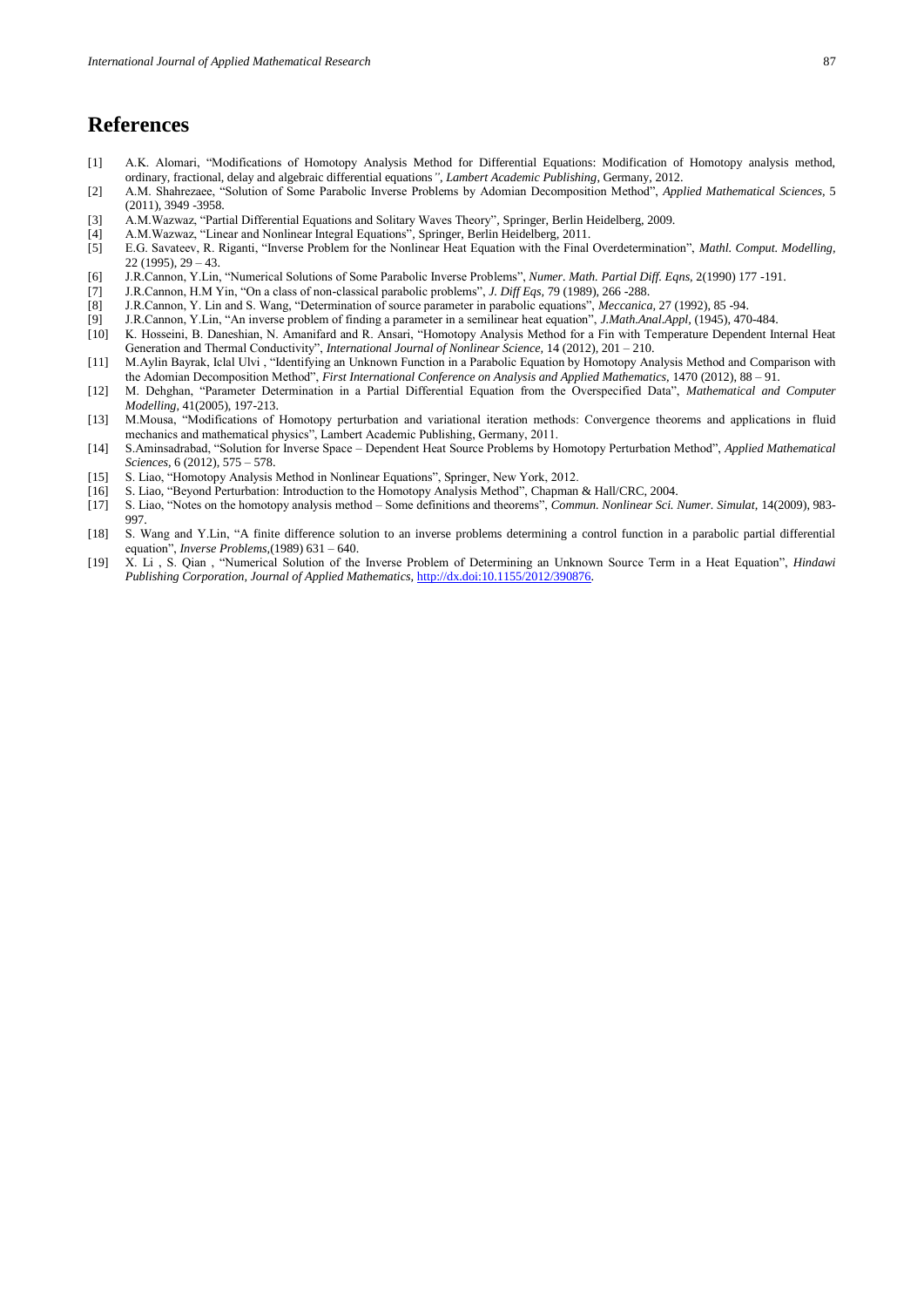# References

[1] A.K. Alomari, "Modifications of Homotopy Analysis Method for Differential Equations: Modification of Homotopy analysis method, ordinary, fractional, delay and algebraic differential equations", *Lambert Academic Publishing*, Germany, 2012.

[2] A.M. Shahrezaee, "Solution of Some Parabolic Inverse Problems by Adomian Decomposition Method", *Applied Mathematical Sciences*, 5 (2011), 3949 -3958.

[3] A.M.Wazwaz, "Partial Differential Equations and Solitary Waves Theory", Springer, Berlin Heidelberg, 2009.

[4] A.M.Wazwaz, "Linear and Nonlinear Integral Equations", Springer, Berlin Heidelberg, 2011.

[5] E.G. Savateev, R. Riganti, "Inverse Problem for the Nonlinear Heat Equation with the Final Overdetermination", *Mathl. Comput. Modelling*, 22 (1995), 29 – 43.

[6] J.R.Cannon, Y.Lin, "Numerical Solutions of Some Parabolic Inverse Problems", *Numer. Math. Partial Diff. Eqns*, 2(1990) 177 -191.

[7] J.R.Cannon, H.M Yin, "On a class of non-classical parabolic problems", *J. Diff Eqs*, 79 (1989), 266 -288.

[8] J.R.Cannon, Y. Lin and S. Wang, "Determination of source parameter in parabolic equations", *Meccanica*, 27 (1992), 85 -94.

[9] J.R.Cannon, Y.Lin, "An inverse problem of finding a parameter in a semilinear heat equation", *J.Math.Anal.Appl*, (1945), 470-484.

[10] K. Hosseini, B. Daneshian, N. Amanifard and R. Ansari, "Homotopy Analysis Method for a Fin with Temperature Dependent Internal Heat Generation and Thermal Conductivity", *International Journal of Nonlinear Science*, 14 (2012), 201 – 210.

[11] M.Aylin Bayrak, Iclal Ulvi , "Identifying an Unknown Function in a Parabolic Equation by Homotopy Analysis Method and Comparison with the Adomian Decomposition Method", *First International Conference on Analysis and Applied Mathematics*, 1470 (2012), 88 – 91.

[12] M. Dehghan, "Parameter Determination in a Partial Differential Equation from the Overspecified Data", *Mathematical and Computer Modelling*, 41(2005), 197-213.

[13] M.Mousa, "Modifications of Homotopy perturbation and variational iteration methods: Convergence theorems and applications in fluid mechanics and mathematical physics", Lambert Academic Publishing, Germany, 2011.

[14] S.Aminsadrabad, "Solution for Inverse Space – Dependent Heat Source Problems by Homotopy Perturbation Method", *Applied Mathematical Sciences*, 6 (2012), 575 – 578.

[15] S. Liao, "Homotopy Analysis Method in Nonlinear Equations", Springer, New York, 2012.

[16] S. Liao, "Beyond Perturbation: Introduction to the Homotopy Analysis Method", Chapman & Hall/CRC, 2004.

[17] S. Liao, "Notes on the homotopy analysis method – Some definitions and theorems", *Commun. Nonlinear Sci. Numer. Simulat*, 14(2009), 983-997.

[18] S. Wang and Y.Lin, "A finite difference solution to an inverse problems determining a control function in a parabolic partial differential equation", *Inverse Problems*,(1989) 631 – 640.

[19] X. Li , S. Qian , "Numerical Solution of the Inverse Problem of Determining an Unknown Source Term in a Heat Equation", *Hindawi Publishing Corporation, Journal of Applied Mathematics*, http://dx.doi:10.1155/2012/390876.